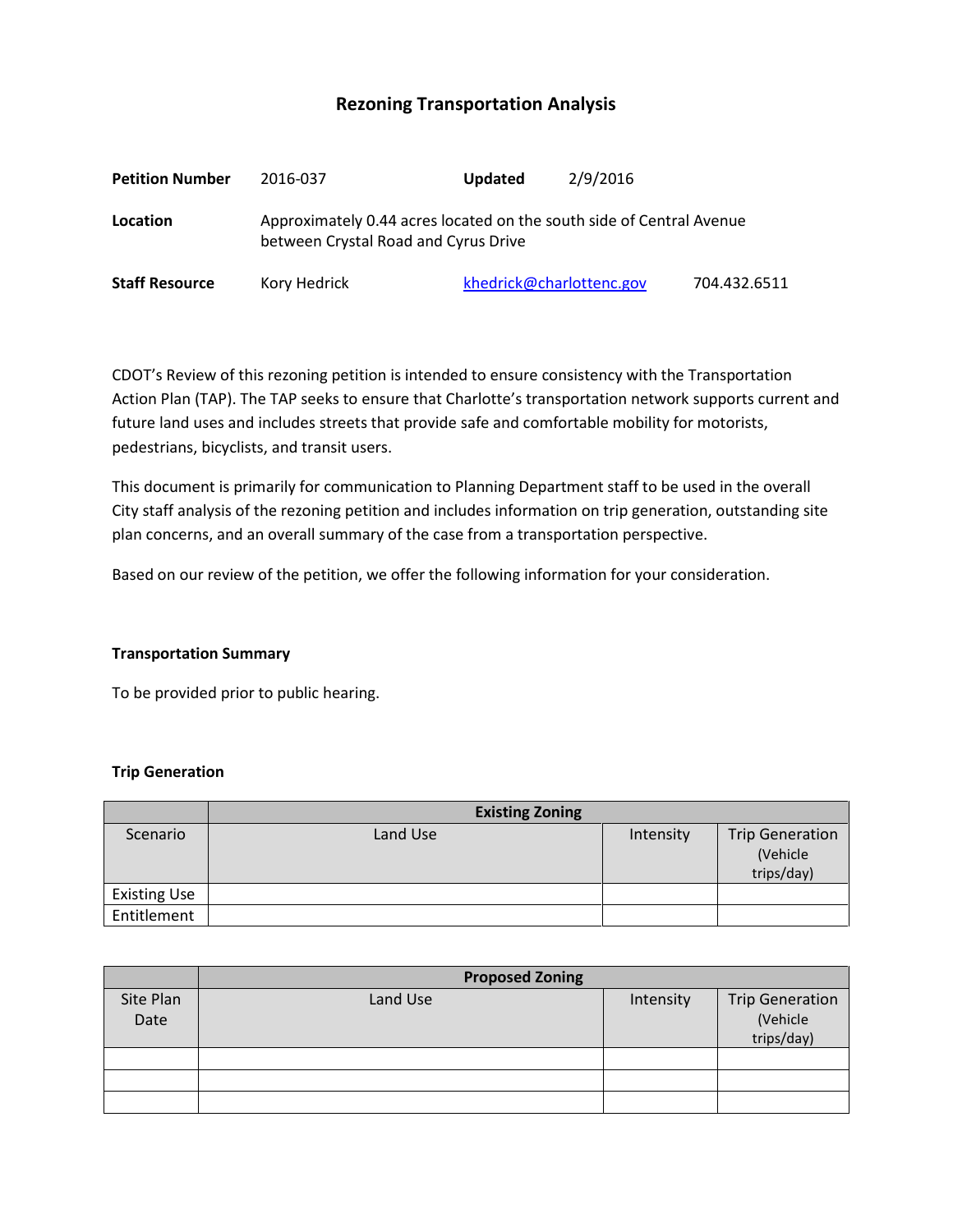# Rezoning Transportation Analysis

| **Petition Number** | 2016-037 | **Updated** | 2/9/2016 |
|---|---|---|---|
| **Location** | Approximately 0.44 acres located on the south side of Central Avenue between Crystal Road and Cyrus Drive | | |
| **Staff Resource** | Kory Hedrick | khedrick@charlottenc.gov | 704.432.6511 |

CDOT's Review of this rezoning petition is intended to ensure consistency with the Transportation Action Plan (TAP). The TAP seeks to ensure that Charlotte's transportation network supports current and future land uses and includes streets that provide safe and comfortable mobility for motorists, pedestrians, bicyclists, and transit users.

This document is primarily for communication to Planning Department staff to be used in the overall City staff analysis of the rezoning petition and includes information on trip generation, outstanding site plan concerns, and an overall summary of the case from a transportation perspective.

Based on our review of the petition, we offer the following information for your consideration.

### Transportation Summary

To be provided prior to public hearing.

### Trip Generation

| | Existing Zoning | | |
|---|---|---|---|
| Scenario | Land Use | Intensity | Trip Generation (Vehicle trips/day) |
| Existing Use | | | |
| Entitlement | | | |

| | Proposed Zoning | | |
|---|---|---|---|
| Site Plan Date | Land Use | Intensity | Trip Generation (Vehicle trips/day) |
| | | | |
| | | | |
| | | | |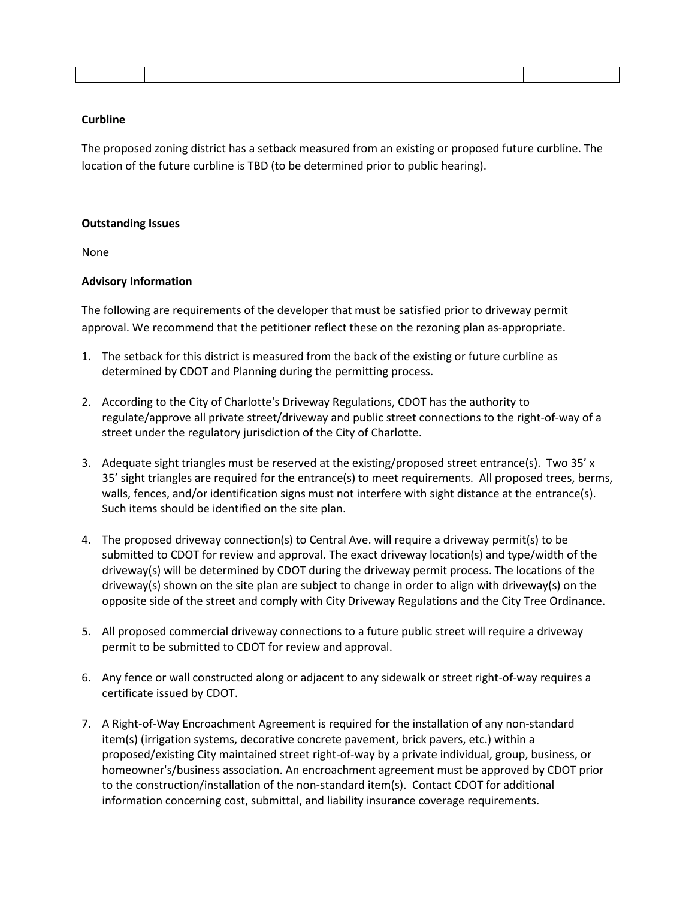| | | | |
|---|---|---|---|
| | | | |

**Curbline**

The proposed zoning district has a setback measured from an existing or proposed future curbline. The location of the future curbline is TBD (to be determined prior to public hearing).

**Outstanding Issues**

None

**Advisory Information**

The following are requirements of the developer that must be satisfied prior to driveway permit approval. We recommend that the petitioner reflect these on the rezoning plan as-appropriate.

1. The setback for this district is measured from the back of the existing or future curbline as determined by CDOT and Planning during the permitting process.
2. According to the City of Charlotte's Driveway Regulations, CDOT has the authority to regulate/approve all private street/driveway and public street connections to the right-of-way of a street under the regulatory jurisdiction of the City of Charlotte.
3. Adequate sight triangles must be reserved at the existing/proposed street entrance(s). Two 35' x 35' sight triangles are required for the entrance(s) to meet requirements. All proposed trees, berms, walls, fences, and/or identification signs must not interfere with sight distance at the entrance(s). Such items should be identified on the site plan.
4. The proposed driveway connection(s) to Central Ave. will require a driveway permit(s) to be submitted to CDOT for review and approval. The exact driveway location(s) and type/width of the driveway(s) will be determined by CDOT during the driveway permit process. The locations of the driveway(s) shown on the site plan are subject to change in order to align with driveway(s) on the opposite side of the street and comply with City Driveway Regulations and the City Tree Ordinance.
5. All proposed commercial driveway connections to a future public street will require a driveway permit to be submitted to CDOT for review and approval.
6. Any fence or wall constructed along or adjacent to any sidewalk or street right-of-way requires a certificate issued by CDOT.
7. A Right-of-Way Encroachment Agreement is required for the installation of any non-standard item(s) (irrigation systems, decorative concrete pavement, brick pavers, etc.) within a proposed/existing City maintained street right-of-way by a private individual, group, business, or homeowner's/business association. An encroachment agreement must be approved by CDOT prior to the construction/installation of the non-standard item(s). Contact CDOT for additional information concerning cost, submittal, and liability insurance coverage requirements.